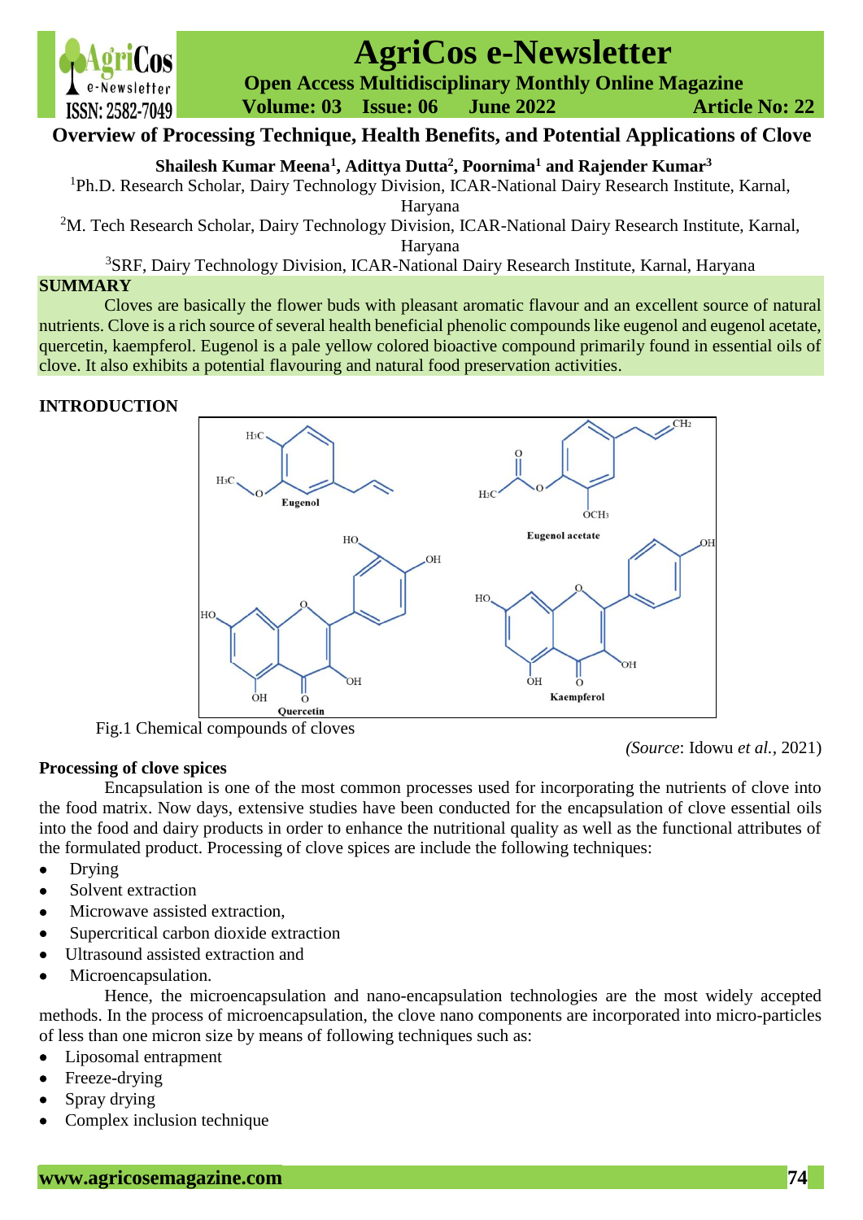# Overview of Processing Technique, Health Benefits, and Potential Applications of Clove

**Shailesh Kumar Meena[1], Adittya Dutta[2], Poornima[1] and Rajender Kumar[3]**

[1]Ph.D. Research Scholar, Dairy Technology Division, ICAR-National Dairy Research Institute, Karnal, Haryana

[2]M. Tech Research Scholar, Dairy Technology Division, ICAR-National Dairy Research Institute, Karnal, Haryana

[3]SRF, Dairy Technology Division, ICAR-National Dairy Research Institute, Karnal, Haryana

## SUMMARY

Cloves are basically the flower buds with pleasant aromatic flavour and an excellent source of natural nutrients. Clove is a rich source of several health beneficial phenolic compounds like eugenol and eugenol acetate, quercetin, kaempferol. Eugenol is a pale yellow colored bioactive compound primarily found in essential oils of clove. It also exhibits a potential flavouring and natural food preservation activities.

## INTRODUCTION

Fig.1 Chemical compounds of cloves

*(Source*: Idowu *et al.*, 2021)

### Processing of clove spices

Encapsulation is one of the most common processes used for incorporating the nutrients of clove into the food matrix. Now days, extensive studies have been conducted for the encapsulation of clove essential oils into the food and dairy products in order to enhance the nutritional quality as well as the functional attributes of the formulated product. Processing of clove spices are include the following techniques:

- Drying
- Solvent extraction
- Microwave assisted extraction,
- Supercritical carbon dioxide extraction
- Ultrasound assisted extraction and
- Microencapsulation.

Hence, the microencapsulation and nano-encapsulation technologies are the most widely accepted methods. In the process of microencapsulation, the clove nano components are incorporated into micro-particles of less than one micron size by means of following techniques such as:

- Liposomal entrapment
- Freeze-drying
- Spray drying
- Complex inclusion technique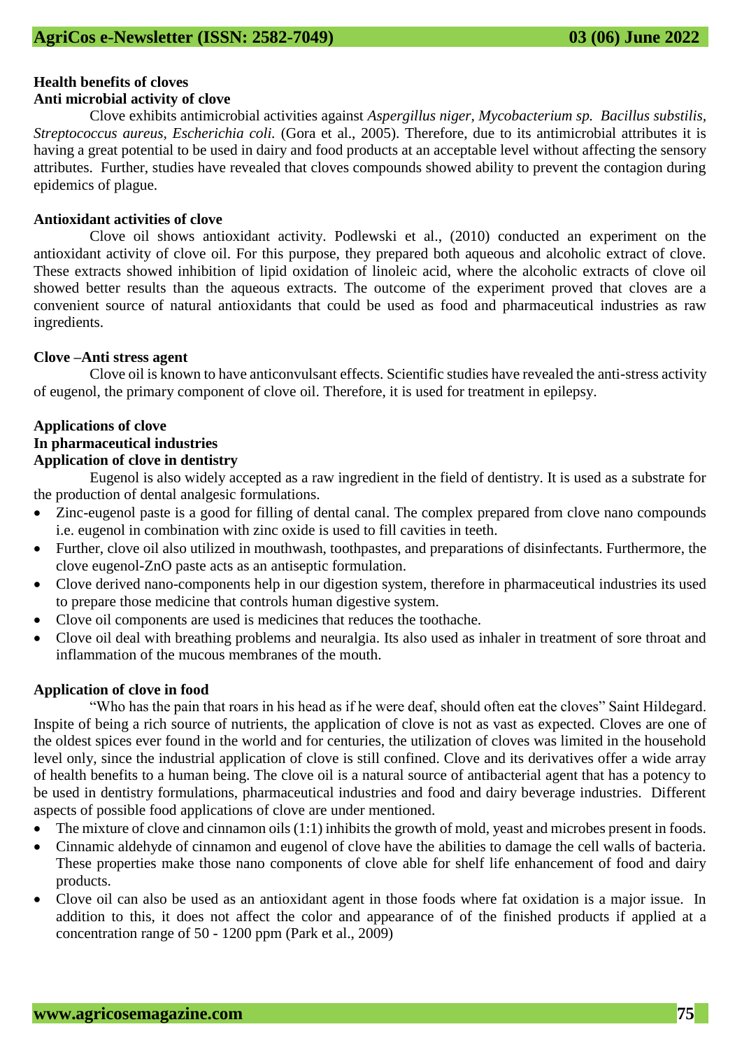## Health benefits of cloves

### Anti microbial activity of clove

Clove exhibits antimicrobial activities against *Aspergillus niger, Mycobacterium sp. Bacillus substilis, Streptococcus aureus, Escherichia coli.* (Gora et al., 2005). Therefore, due to its antimicrobial attributes it is having a great potential to be used in dairy and food products at an acceptable level without affecting the sensory attributes. Further, studies have revealed that cloves compounds showed ability to prevent the contagion during epidemics of plague.

### Antioxidant activities of clove

Clove oil shows antioxidant activity. Podlewski et al., (2010) conducted an experiment on the antioxidant activity of clove oil. For this purpose, they prepared both aqueous and alcoholic extract of clove. These extracts showed inhibition of lipid oxidation of linoleic acid, where the alcoholic extracts of clove oil showed better results than the aqueous extracts. The outcome of the experiment proved that cloves are a convenient source of natural antioxidants that could be used as food and pharmaceutical industries as raw ingredients.

### Clove –Anti stress agent

Clove oil is known to have anticonvulsant effects. Scientific studies have revealed the anti-stress activity of eugenol, the primary component of clove oil. Therefore, it is used for treatment in epilepsy.

## Applications of clove

### In pharmaceutical industries

### Application of clove in dentistry

Eugenol is also widely accepted as a raw ingredient in the field of dentistry. It is used as a substrate for the production of dental analgesic formulations.

- Zinc-eugenol paste is a good for filling of dental canal. The complex prepared from clove nano compounds i.e. eugenol in combination with zinc oxide is used to fill cavities in teeth.
- Further, clove oil also utilized in mouthwash, toothpastes, and preparations of disinfectants. Furthermore, the clove eugenol-ZnO paste acts as an antiseptic formulation.
- Clove derived nano-components help in our digestion system, therefore in pharmaceutical industries its used to prepare those medicine that controls human digestive system.
- Clove oil components are used is medicines that reduces the toothache.
- Clove oil deal with breathing problems and neuralgia. Its also used as inhaler in treatment of sore throat and inflammation of the mucous membranes of the mouth.

### Application of clove in food

"Who has the pain that roars in his head as if he were deaf, should often eat the cloves" Saint Hildegard. Inspite of being a rich source of nutrients, the application of clove is not as vast as expected. Cloves are one of the oldest spices ever found in the world and for centuries, the utilization of cloves was limited in the household level only, since the industrial application of clove is still confined. Clove and its derivatives offer a wide array of health benefits to a human being. The clove oil is a natural source of antibacterial agent that has a potency to be used in dentistry formulations, pharmaceutical industries and food and dairy beverage industries. Different aspects of possible food applications of clove are under mentioned.

- The mixture of clove and cinnamon oils (1:1) inhibits the growth of mold, yeast and microbes present in foods.
- Cinnamic aldehyde of cinnamon and eugenol of clove have the abilities to damage the cell walls of bacteria. These properties make those nano components of clove able for shelf life enhancement of food and dairy products.
- Clove oil can also be used as an antioxidant agent in those foods where fat oxidation is a major issue. In addition to this, it does not affect the color and appearance of of the finished products if applied at a concentration range of 50 - 1200 ppm (Park et al., 2009)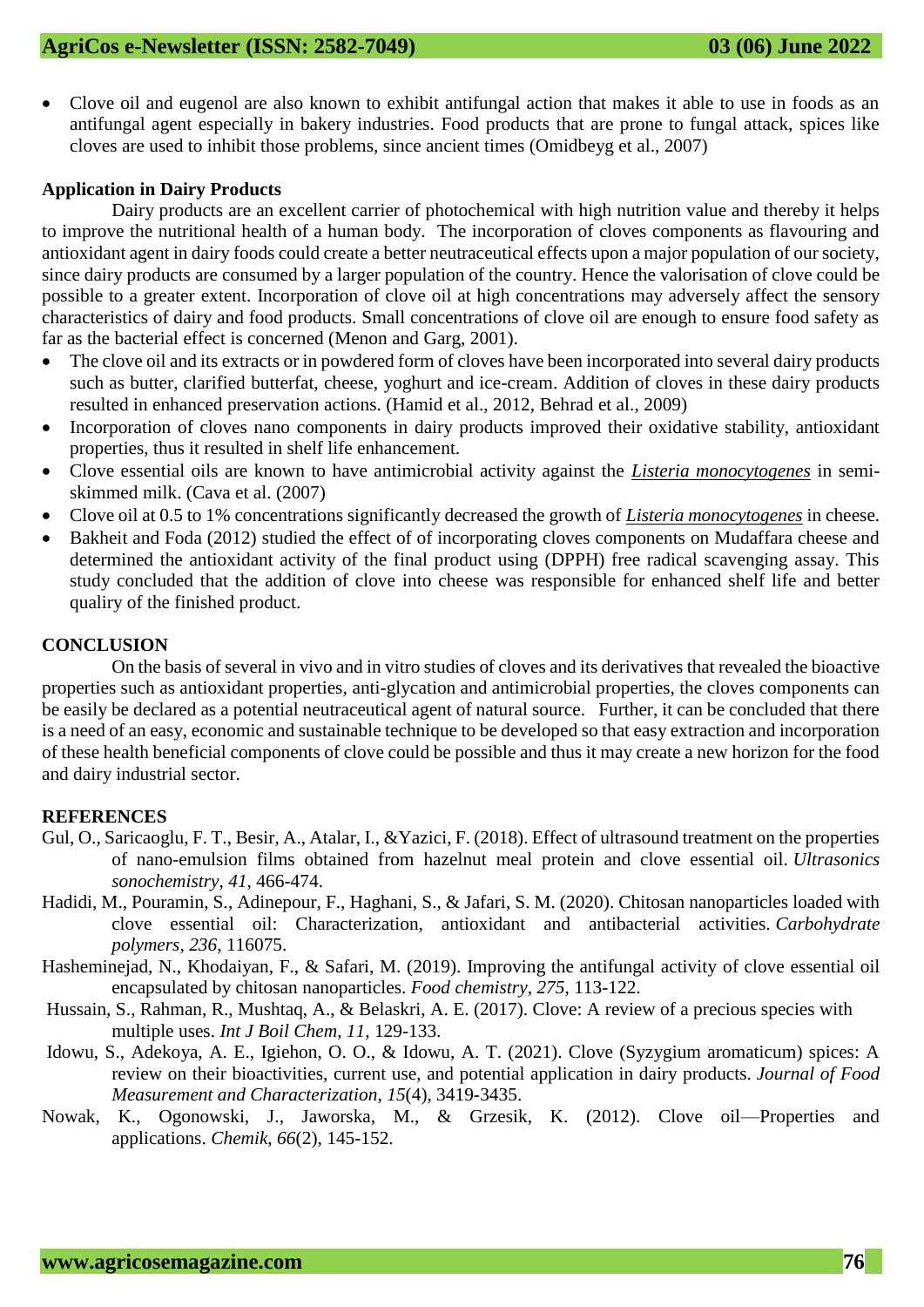- Clove oil and eugenol are also known to exhibit antifungal action that makes it able to use in foods as an antifungal agent especially in bakery industries. Food products that are prone to fungal attack, spices like cloves are used to inhibit those problems, since ancient times (Omidbeyg et al., 2007)

**Application in Dairy Products**

Dairy products are an excellent carrier of photochemical with high nutrition value and thereby it helps to improve the nutritional health of a human body. The incorporation of cloves components as flavouring and antioxidant agent in dairy foods could create a better neutraceutical effects upon a major population of our society, since dairy products are consumed by a larger population of the country. Hence the valorisation of clove could be possible to a greater extent. Incorporation of clove oil at high concentrations may adversely affect the sensory characteristics of dairy and food products. Small concentrations of clove oil are enough to ensure food safety as far as the bacterial effect is concerned (Menon and Garg, 2001).

- The clove oil and its extracts or in powdered form of cloves have been incorporated into several dairy products such as butter, clarified butterfat, cheese, yoghurt and ice-cream. Addition of cloves in these dairy products resulted in enhanced preservation actions. (Hamid et al., 2012, Behrad et al., 2009)
- Incorporation of cloves nano components in dairy products improved their oxidative stability, antioxidant properties, thus it resulted in shelf life enhancement.
- Clove essential oils are known to have antimicrobial activity against the *Listeria monocytogenes* in semi-skimmed milk. (Cava et al. (2007)
- Clove oil at 0.5 to 1% concentrations significantly decreased the growth of *Listeria monocytogenes* in cheese.
- Bakheit and Foda (2012) studied the effect of of incorporating cloves components on Mudaffara cheese and determined the antioxidant activity of the final product using (DPPH) free radical scavenging assay. This study concluded that the addition of clove into cheese was responsible for enhanced shelf life and better qualiry of the finished product.

**CONCLUSION**

On the basis of several in vivo and in vitro studies of cloves and its derivatives that revealed the bioactive properties such as antioxidant properties, anti-glycation and antimicrobial properties, the cloves components can be easily be declared as a potential neutraceutical agent of natural source. Further, it can be concluded that there is a need of an easy, economic and sustainable technique to be developed so that easy extraction and incorporation of these health beneficial components of clove could be possible and thus it may create a new horizon for the food and dairy industrial sector.

**REFERENCES**

Gul, O., Saricaoglu, F. T., Besir, A., Atalar, I., &Yazici, F. (2018). Effect of ultrasound treatment on the properties of nano-emulsion films obtained from hazelnut meal protein and clove essential oil. *Ultrasonics sonochemistry*, *41*, 466-474.

Hadidi, M., Pouramin, S., Adinepour, F., Haghani, S., & Jafari, S. M. (2020). Chitosan nanoparticles loaded with clove essential oil: Characterization, antioxidant and antibacterial activities. *Carbohydrate polymers*, *236*, 116075.

Hasheminejad, N., Khodaiyan, F., & Safari, M. (2019). Improving the antifungal activity of clove essential oil encapsulated by chitosan nanoparticles. *Food chemistry*, *275*, 113-122.

Hussain, S., Rahman, R., Mushtaq, A., & Belaskri, A. E. (2017). Clove: A review of a precious species with multiple uses. *Int J Boil Chem*, *11*, 129-133.

Idowu, S., Adekoya, A. E., Igiehon, O. O., & Idowu, A. T. (2021). Clove (Syzygium aromaticum) spices: A review on their bioactivities, current use, and potential application in dairy products. *Journal of Food Measurement and Characterization*, *15*(4), 3419-3435.

Nowak, K., Ogonowski, J., Jaworska, M., & Grzesik, K. (2012). Clove oil—Properties and applications. *Chemik*, *66*(2), 145-152.